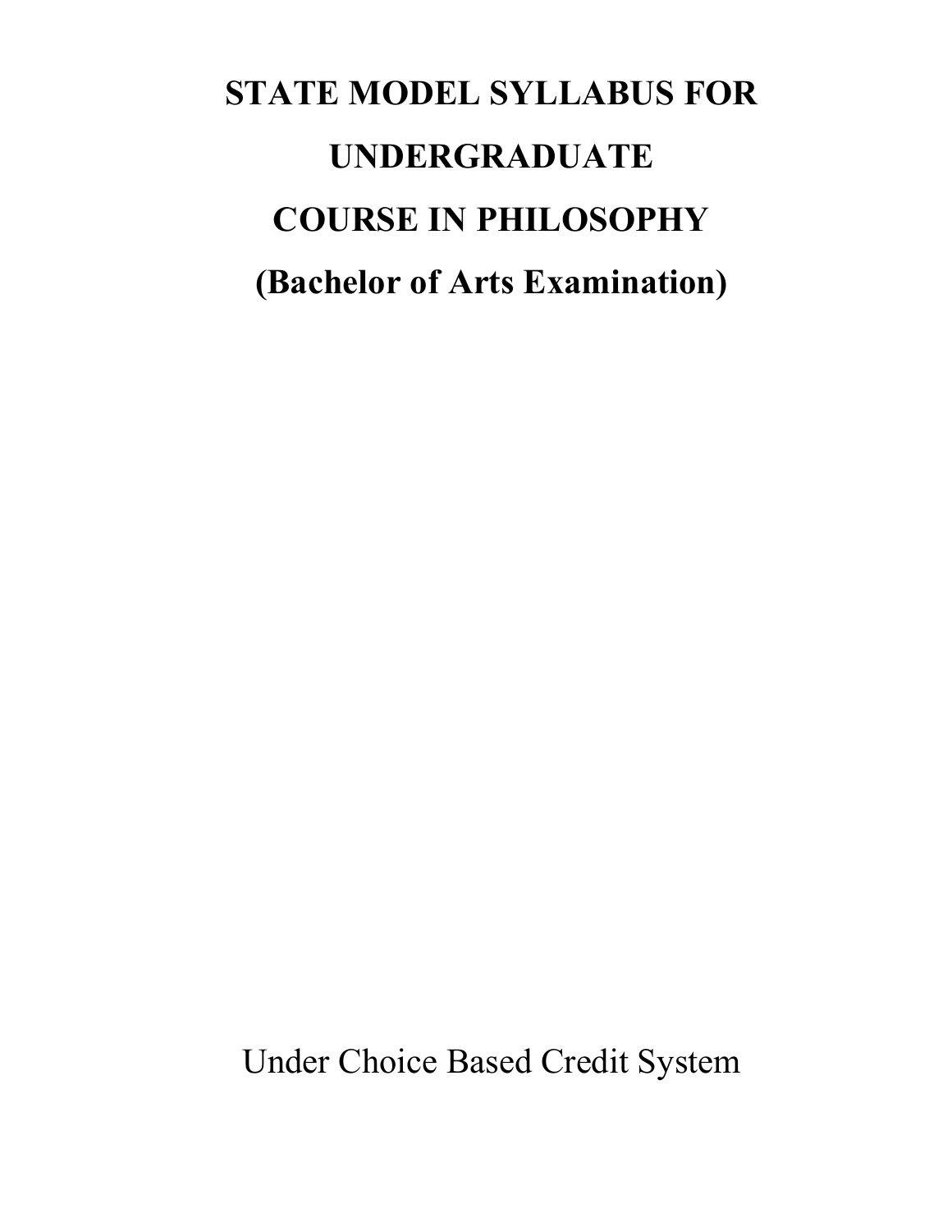# STATE MODEL SYLLABUS FOR UNDERGRADUATE COURSE IN PHILOSOPHY

## (Bachelor of Arts Examination)

Under Choice Based Credit System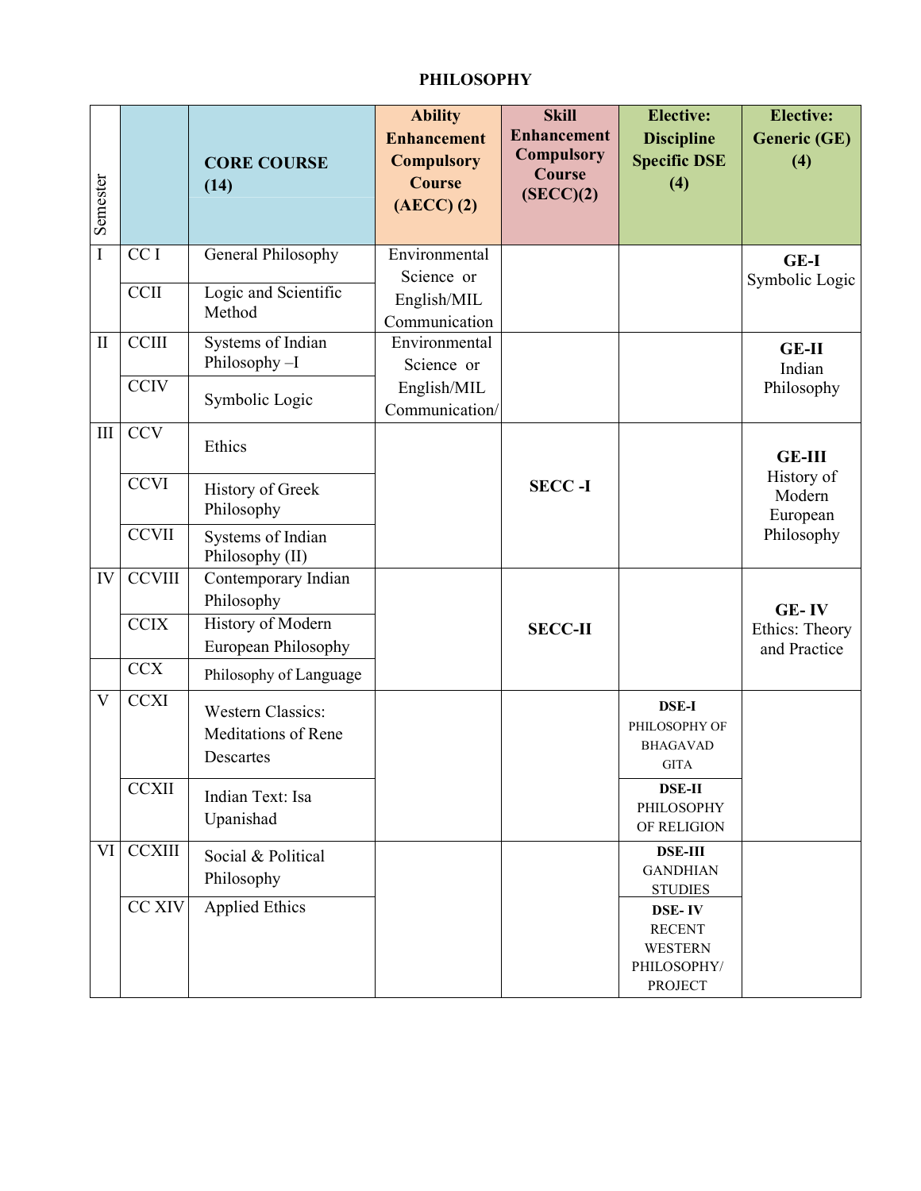# PHILOSOPHY

| Semester | | CORE COURSE (14) | Ability Enhancement Compulsory Course (AECC) (2) | Skill Enhancement Compulsory Course (SECC)(2) | Elective: Discipline Specific DSE (4) | Elective: Generic (GE) (4) |
|---|---|---|---|---|---|---|
| I | CC I | General Philosophy | Environmental Science or English/MIL Communication | | | **GE-I** Symbolic Logic |
| | CCII | Logic and Scientific Method | | | | |
| II | CCIII | Systems of Indian Philosophy –I | Environmental Science or English/MIL Communication/ | | | **GE-II** Indian Philosophy |
| | CCIV | Symbolic Logic | | | | |
| III | CCV | Ethics | | **SECC -I** | | **GE-III** History of Modern European Philosophy |
| | CCVI | History of Greek Philosophy | | | | |
| | CCVII | Systems of Indian Philosophy (II) | | | | |
| IV | CCVIII | Contemporary Indian Philosophy | | **SECC-II** | | **GE- IV** Ethics: Theory and Practice |
| | CCIX | History of Modern European Philosophy | | | | |
| | CCX | Philosophy of Language | | | | |
| V | CCXI | Western Classics: Meditations of Rene Descartes | | | **DSE-I** PHILOSOPHY OF BHAGAVAD GITA | |
| | CCXII | Indian Text: Isa Upanishad | | | **DSE-II** PHILOSOPHY OF RELIGION | |
| VI | CCXIII | Social & Political Philosophy | | | **DSE-III** GANDHIAN STUDIES | |
| | CC XIV | Applied Ethics | | | **DSE- IV** RECENT WESTERN PHILOSOPHY/ PROJECT | |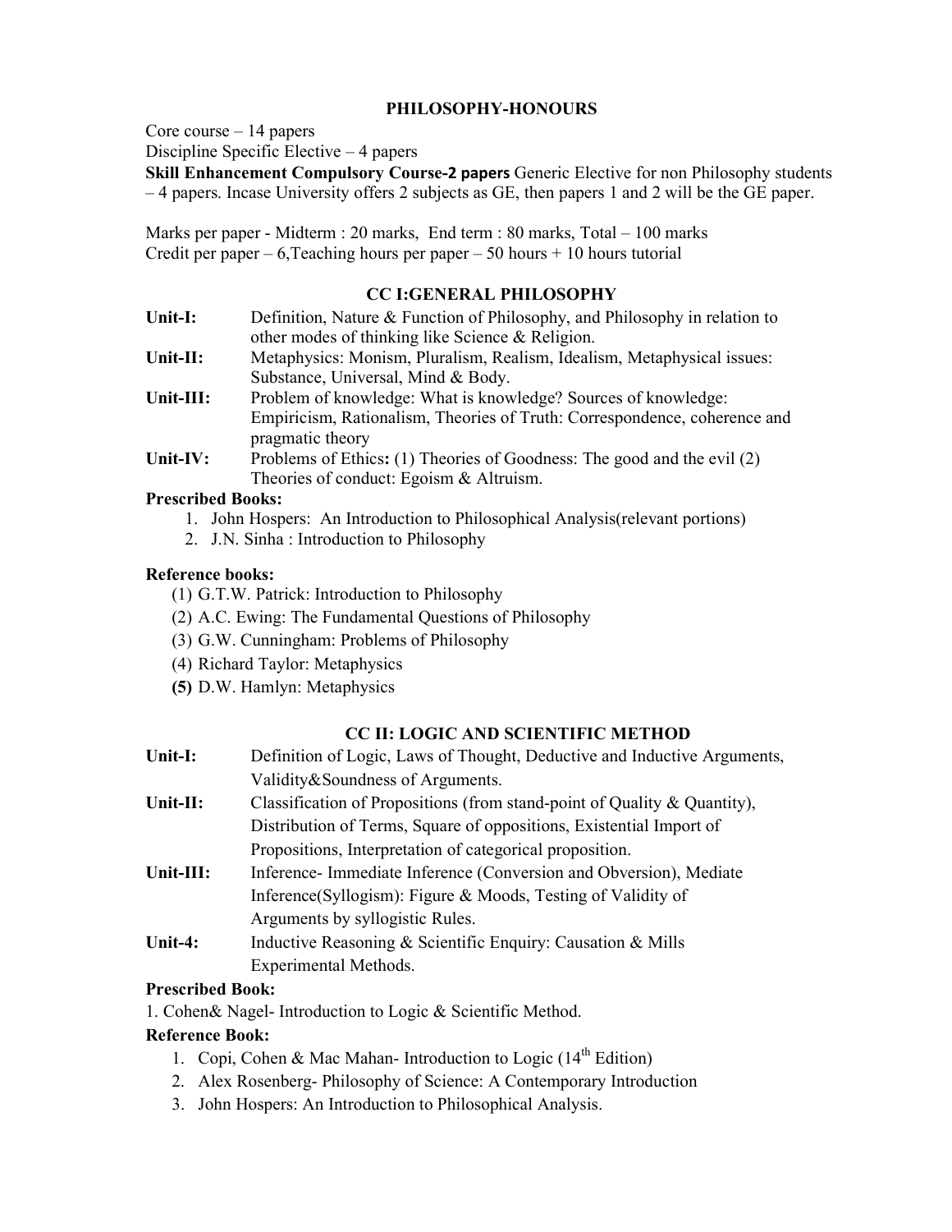# PHILOSOPHY-HONOURS

Core course – 14 papers

Discipline Specific Elective – 4 papers

**Skill Enhancement Compulsory Course-2 papers** Generic Elective for non Philosophy students – 4 papers. Incase University offers 2 subjects as GE, then papers 1 and 2 will be the GE paper.

Marks per paper - Midterm : 20 marks, End term : 80 marks, Total – 100 marks

Credit per paper – 6,Teaching hours per paper – 50 hours + 10 hours tutorial

## CC I:GENERAL PHILOSOPHY

**Unit-I:** Definition, Nature & Function of Philosophy, and Philosophy in relation to other modes of thinking like Science & Religion.

**Unit-II:** Metaphysics: Monism, Pluralism, Realism, Idealism, Metaphysical issues: Substance, Universal, Mind & Body.

**Unit-III:** Problem of knowledge: What is knowledge? Sources of knowledge: Empiricism, Rationalism, Theories of Truth: Correspondence, coherence and pragmatic theory

**Unit-IV:** Problems of Ethics**:** (1) Theories of Goodness: The good and the evil (2) Theories of conduct: Egoism & Altruism.

**Prescribed Books:**

1. John Hospers: An Introduction to Philosophical Analysis(relevant portions)
2. J.N. Sinha : Introduction to Philosophy

**Reference books:**

(1) G.T.W. Patrick: Introduction to Philosophy

(2) A.C. Ewing: The Fundamental Questions of Philosophy

(3) G.W. Cunningham: Problems of Philosophy

(4) Richard Taylor: Metaphysics

**(5)** D.W. Hamlyn: Metaphysics

## CC II: LOGIC AND SCIENTIFIC METHOD

**Unit-I:** Definition of Logic, Laws of Thought, Deductive and Inductive Arguments, Validity&Soundness of Arguments.

**Unit-II:** Classification of Propositions (from stand-point of Quality & Quantity), Distribution of Terms, Square of oppositions, Existential Import of Propositions, Interpretation of categorical proposition.

**Unit-III:** Inference- Immediate Inference (Conversion and Obversion), Mediate Inference(Syllogism): Figure & Moods, Testing of Validity of Arguments by syllogistic Rules.

**Unit-4:** Inductive Reasoning & Scientific Enquiry: Causation & Mills Experimental Methods.

**Prescribed Book:**

1. Cohen& Nagel- Introduction to Logic & Scientific Method.

**Reference Book:**

1. Copi, Cohen & Mac Mahan- Introduction to Logic (14th Edition)
2. Alex Rosenberg- Philosophy of Science: A Contemporary Introduction
3. John Hospers: An Introduction to Philosophical Analysis.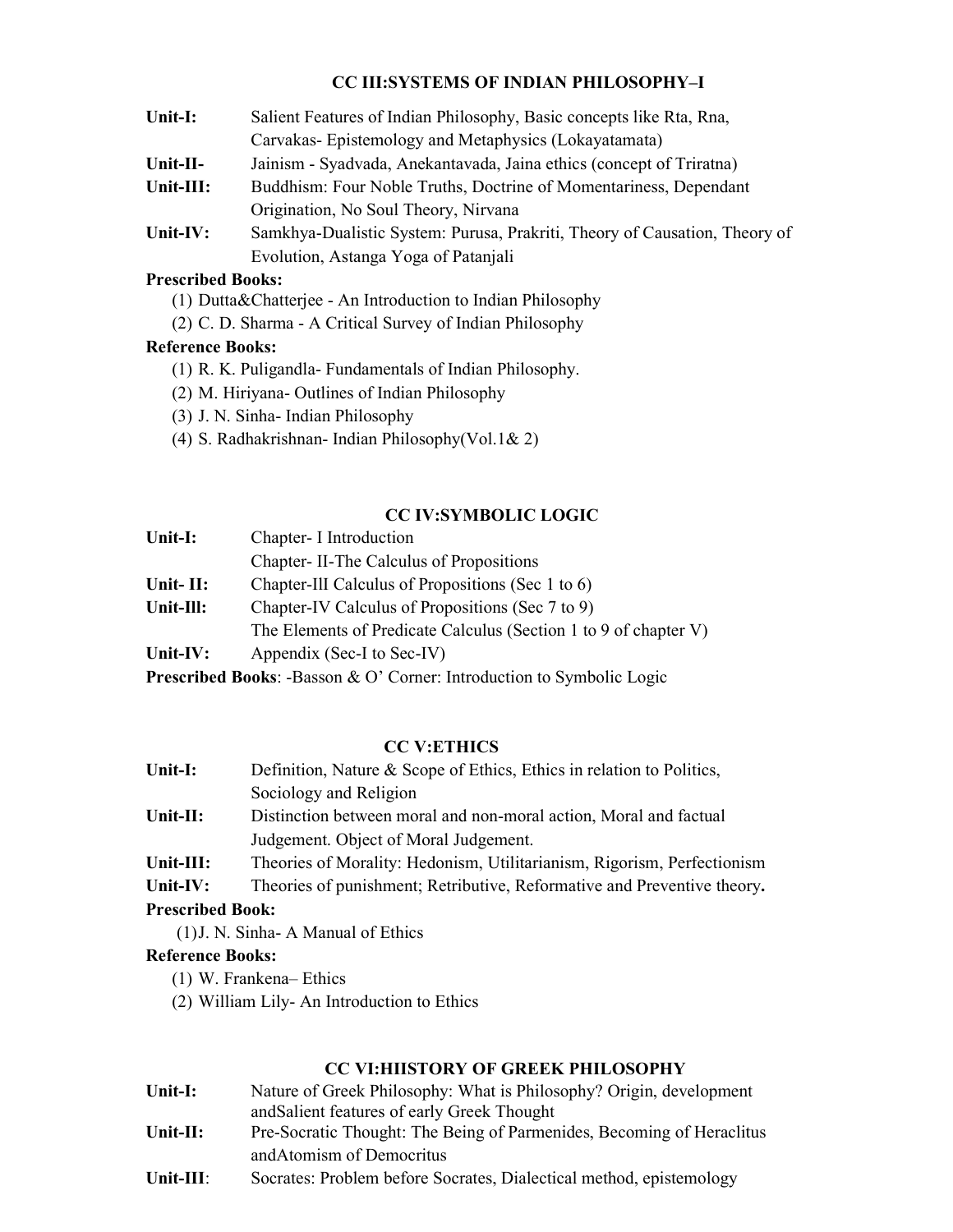## CC III:SYSTEMS OF INDIAN PHILOSOPHY–I

| | |
|---|---|
| **Unit-I:** | Salient Features of Indian Philosophy, Basic concepts like Rta, Rna, Carvakas- Epistemology and Metaphysics (Lokayatamata) |
| **Unit-II-** | Jainism - Syadvada, Anekantavada, Jaina ethics (concept of Triratna) |
| **Unit-III:** | Buddhism: Four Noble Truths, Doctrine of Momentariness, Dependant Origination, No Soul Theory, Nirvana |
| **Unit-IV:** | Samkhya-Dualistic System: Purusa, Prakriti, Theory of Causation, Theory of Evolution, Astanga Yoga of Patanjali |

**Prescribed Books:**

(1) Dutta&Chatterjee - An Introduction to Indian Philosophy

(2) C. D. Sharma - A Critical Survey of Indian Philosophy

**Reference Books:**

(1) R. K. Puligandla- Fundamentals of Indian Philosophy.

(2) M. Hiriyana- Outlines of Indian Philosophy

(3) J. N. Sinha- Indian Philosophy

(4) S. Radhakrishnan- Indian Philosophy(Vol.1& 2)

## CC IV:SYMBOLIC LOGIC

| | |
|---|---|
| **Unit-I:** | Chapter- I Introduction<br>Chapter- II-The Calculus of Propositions |
| **Unit- II:** | Chapter-III Calculus of Propositions (Sec 1 to 6) |
| **Unit-Ill:** | Chapter-IV Calculus of Propositions (Sec 7 to 9)<br>The Elements of Predicate Calculus (Section 1 to 9 of chapter V) |
| **Unit-IV:** | Appendix (Sec-I to Sec-IV) |

**Prescribed Books**: -Basson & O' Corner: Introduction to Symbolic Logic

## CC V:ETHICS

| | |
|---|---|
| **Unit-I:** | Definition, Nature & Scope of Ethics, Ethics in relation to Politics, Sociology and Religion |
| **Unit-II:** | Distinction between moral and non-moral action, Moral and factual Judgement. Object of Moral Judgement. |
| **Unit-III:** | Theories of Morality: Hedonism, Utilitarianism, Rigorism, Perfectionism |
| **Unit-IV:** | Theories of punishment; Retributive, Reformative and Preventive theory**.** |

**Prescribed Book:**

(1)J. N. Sinha- A Manual of Ethics

**Reference Books:**

(1) W. Frankena– Ethics

(2) William Lily- An Introduction to Ethics

## CC VI:HIISTORY OF GREEK PHILOSOPHY

| | |
|---|---|
| **Unit-I:** | Nature of Greek Philosophy: What is Philosophy? Origin, development andSalient features of early Greek Thought |
| **Unit-II:** | Pre-Socratic Thought: The Being of Parmenides, Becoming of Heraclitus andAtomism of Democritus |
| **Unit-III**: | Socrates: Problem before Socrates, Dialectical method, epistemology |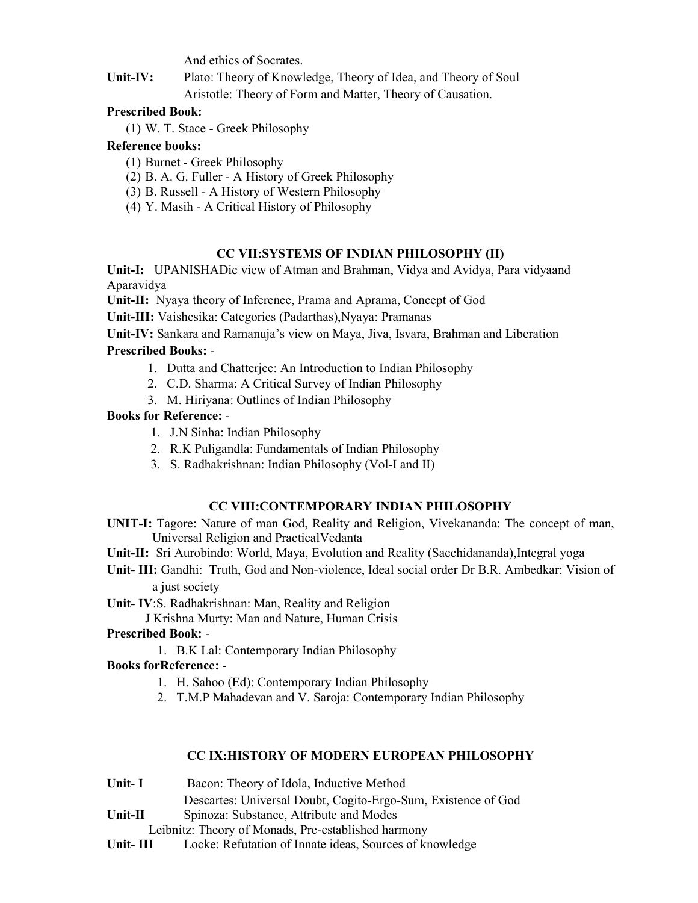And ethics of Socrates.

**Unit-IV:** Plato: Theory of Knowledge, Theory of Idea, and Theory of Soul
Aristotle: Theory of Form and Matter, Theory of Causation.

**Prescribed Book:**

(1) W. T. Stace - Greek Philosophy

**Reference books:**

(1) Burnet - Greek Philosophy
(2) B. A. G. Fuller - A History of Greek Philosophy
(3) B. Russell - A History of Western Philosophy
(4) Y. Masih - A Critical History of Philosophy

## CC VII:SYSTEMS OF INDIAN PHILOSOPHY (II)

**Unit-I:** UPANISHADic view of Atman and Brahman, Vidya and Avidya, Para vidyaand Aparavidya

**Unit-II:** Nyaya theory of Inference, Prama and Aprama, Concept of God

**Unit-III:** Vaishesika: Categories (Padarthas),Nyaya: Pramanas

**Unit-IV:** Sankara and Ramanuja's view on Maya, Jiva, Isvara, Brahman and Liberation

**Prescribed Books:** -

1. Dutta and Chatterjee: An Introduction to Indian Philosophy
2. C.D. Sharma: A Critical Survey of Indian Philosophy
3. M. Hiriyana: Outlines of Indian Philosophy

**Books for Reference:** -

1. J.N Sinha: Indian Philosophy
2. R.K Puligandla: Fundamentals of Indian Philosophy
3. S. Radhakrishnan: Indian Philosophy (Vol-I and II)

## CC VIII:CONTEMPORARY INDIAN PHILOSOPHY

**UNIT-I:** Tagore: Nature of man God, Reality and Religion, Vivekananda: The concept of man, Universal Religion and PracticalVedanta

**Unit-II:** Sri Aurobindo: World, Maya, Evolution and Reality (Sacchidananda),Integral yoga

**Unit- III:** Gandhi: Truth, God and Non-violence, Ideal social order Dr B.R. Ambedkar: Vision of a just society

**Unit- IV**:S. Radhakrishnan: Man, Reality and Religion
J Krishna Murty: Man and Nature, Human Crisis

**Prescribed Book:** -

1. B.K Lal: Contemporary Indian Philosophy

**Books forReference:** -

1. H. Sahoo (Ed): Contemporary Indian Philosophy
2. T.M.P Mahadevan and V. Saroja: Contemporary Indian Philosophy

## CC IX:HISTORY OF MODERN EUROPEAN PHILOSOPHY

**Unit- I** Bacon: Theory of Idola, Inductive Method
Descartes: Universal Doubt, Cogito-Ergo-Sum, Existence of God

**Unit-II** Spinoza: Substance, Attribute and Modes
Leibnitz: Theory of Monads, Pre-established harmony

**Unit- III** Locke: Refutation of Innate ideas, Sources of knowledge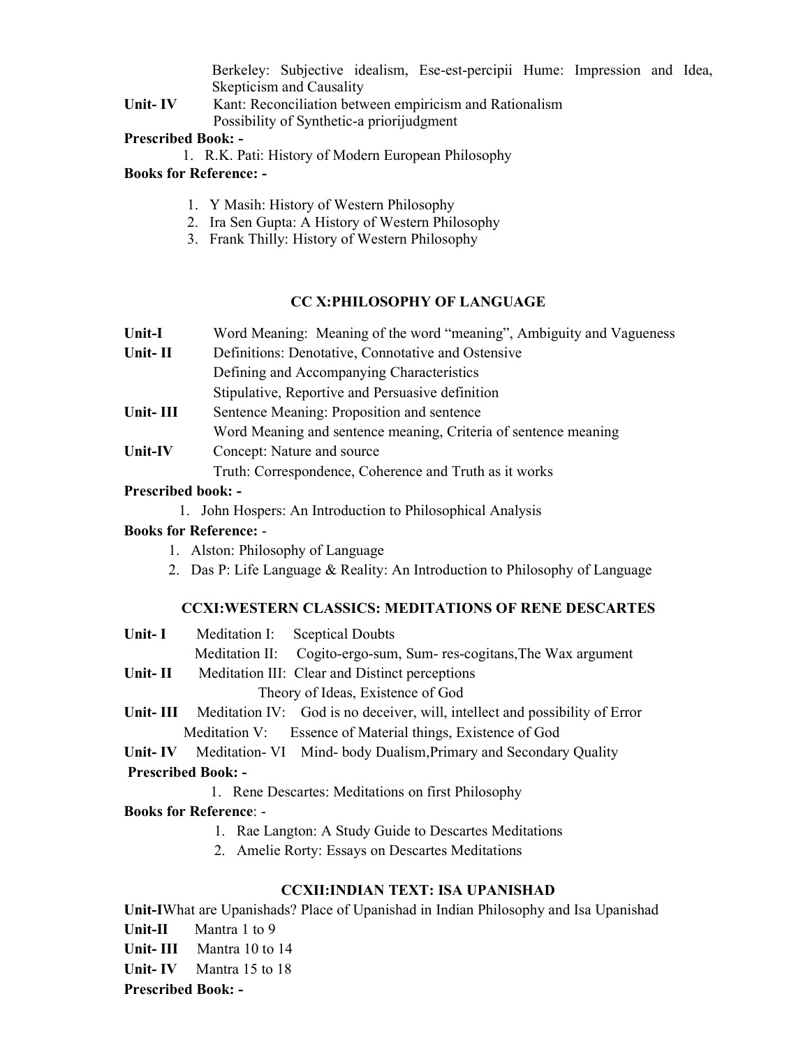Berkeley: Subjective idealism, Ese-est-percipii Hume: Impression and Idea, Skepticism and Causality

**Unit- IV** Kant: Reconciliation between empiricism and Rationalism
Possibility of Synthetic-a priorijudgment

**Prescribed Book: -**

1. R.K. Pati: History of Modern European Philosophy

**Books for Reference: -**

1. Y Masih: History of Western Philosophy
2. Ira Sen Gupta: A History of Western Philosophy
3. Frank Thilly: History of Western Philosophy

### CC X:PHILOSOPHY OF LANGUAGE

**Unit-I** Word Meaning: Meaning of the word "meaning", Ambiguity and Vagueness

**Unit- II** Definitions: Denotative, Connotative and Ostensive
Defining and Accompanying Characteristics
Stipulative, Reportive and Persuasive definition

**Unit- III** Sentence Meaning: Proposition and sentence
Word Meaning and sentence meaning, Criteria of sentence meaning

**Unit-IV** Concept: Nature and source
Truth: Correspondence, Coherence and Truth as it works

**Prescribed book: -**

1. John Hospers: An Introduction to Philosophical Analysis

**Books for Reference:** -

1. Alston: Philosophy of Language
2. Das P: Life Language & Reality: An Introduction to Philosophy of Language

### CCXI:WESTERN CLASSICS: MEDITATIONS OF RENE DESCARTES

**Unit- I** Meditation I: Sceptical Doubts
Meditation II: Cogito-ergo-sum, Sum- res-cogitans,The Wax argument

**Unit- II** Meditation III: Clear and Distinct perceptions
Theory of Ideas, Existence of God

**Unit- III** Meditation IV: God is no deceiver, will, intellect and possibility of Error
Meditation V: Essence of Material things, Existence of God

**Unit- IV** Meditation- VI Mind- body Dualism,Primary and Secondary Quality

**Prescribed Book: -**

1. Rene Descartes: Meditations on first Philosophy

**Books for Reference**: -

1. Rae Langton: A Study Guide to Descartes Meditations
2. Amelie Rorty: Essays on Descartes Meditations

### CCXII:INDIAN TEXT: ISA UPANISHAD

**Unit-I**What are Upanishads? Place of Upanishad in Indian Philosophy and Isa Upanishad

**Unit-II** Mantra 1 to 9

**Unit- III** Mantra 10 to 14

**Unit- IV** Mantra 15 to 18

**Prescribed Book: -**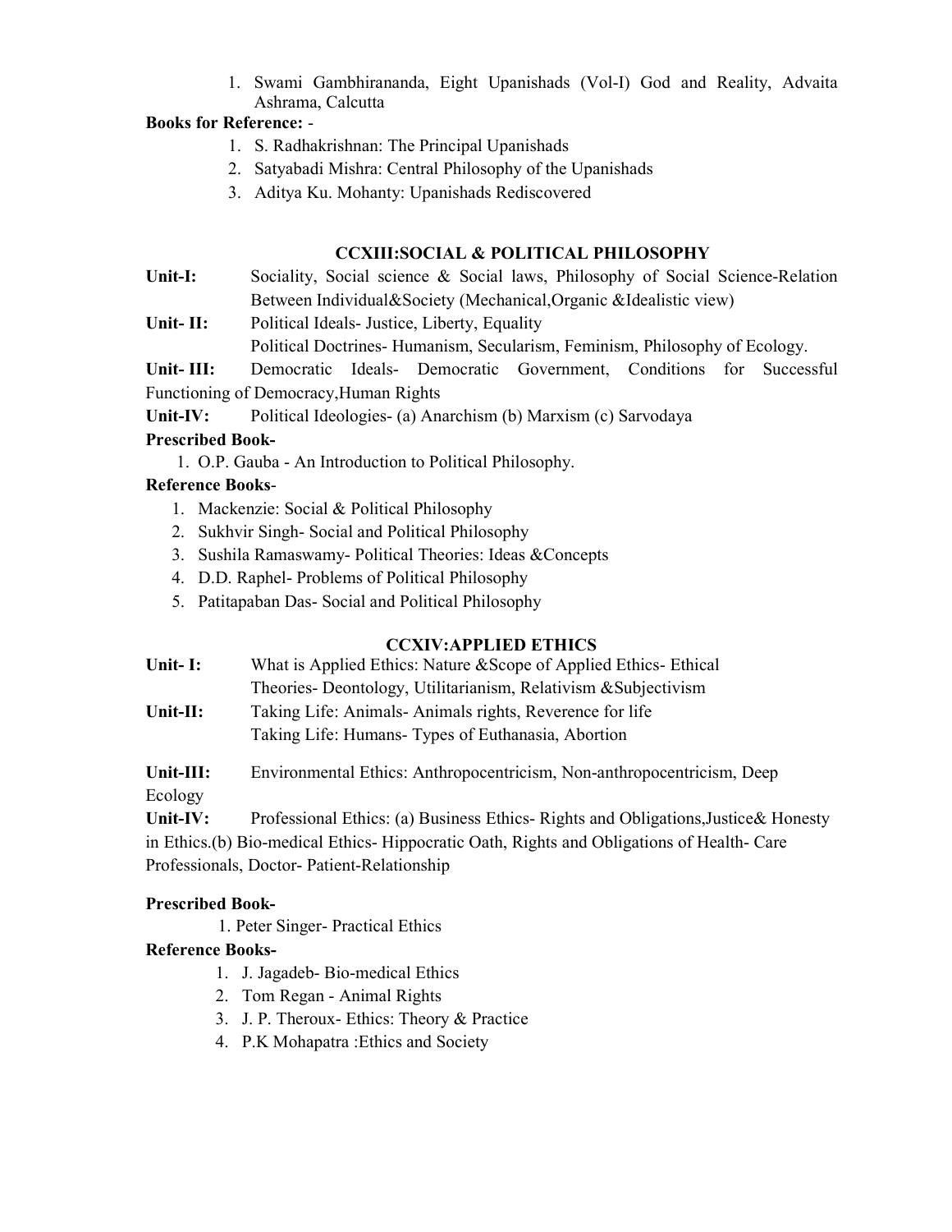1. Swami Gambhirananda, Eight Upanishads (Vol-I) God and Reality, Advaita Ashrama, Calcutta

**Books for Reference:** -

1. S. Radhakrishnan: The Principal Upanishads
2. Satyabadi Mishra: Central Philosophy of the Upanishads
3. Aditya Ku. Mohanty: Upanishads Rediscovered

## CCXIII:SOCIAL & POLITICAL PHILOSOPHY

**Unit-I:** Sociality, Social science & Social laws, Philosophy of Social Science-Relation Between Individual&Society (Mechanical,Organic &Idealistic view)

**Unit- II:** Political Ideals- Justice, Liberty, Equality
Political Doctrines- Humanism, Secularism, Feminism, Philosophy of Ecology.

**Unit- III:** Democratic Ideals- Democratic Government, Conditions for Successful Functioning of Democracy,Human Rights

**Unit-IV:** Political Ideologies- (a) Anarchism (b) Marxism (c) Sarvodaya

**Prescribed Book-**

1. O.P. Gauba - An Introduction to Political Philosophy.

**Reference Books**-

1. Mackenzie: Social & Political Philosophy
2. Sukhvir Singh- Social and Political Philosophy
3. Sushila Ramaswamy- Political Theories: Ideas &Concepts
4. D.D. Raphel- Problems of Political Philosophy
5. Patitapaban Das- Social and Political Philosophy

## CCXIV:APPLIED ETHICS

**Unit- I:** What is Applied Ethics: Nature &Scope of Applied Ethics- Ethical Theories- Deontology, Utilitarianism, Relativism &Subjectivism

**Unit-II:** Taking Life: Animals- Animals rights, Reverence for life
Taking Life: Humans- Types of Euthanasia, Abortion

**Unit-III:** Environmental Ethics: Anthropocentricism, Non-anthropocentricism, Deep Ecology

**Unit-IV:** Professional Ethics: (a) Business Ethics- Rights and Obligations,Justice& Honesty in Ethics.(b) Bio-medical Ethics- Hippocratic Oath, Rights and Obligations of Health- Care Professionals, Doctor- Patient-Relationship

**Prescribed Book-**

1. Peter Singer- Practical Ethics

**Reference Books-**

1. J. Jagadeb- Bio-medical Ethics
2. Tom Regan - Animal Rights
3. J. P. Theroux- Ethics: Theory & Practice
4. P.K Mohapatra :Ethics and Society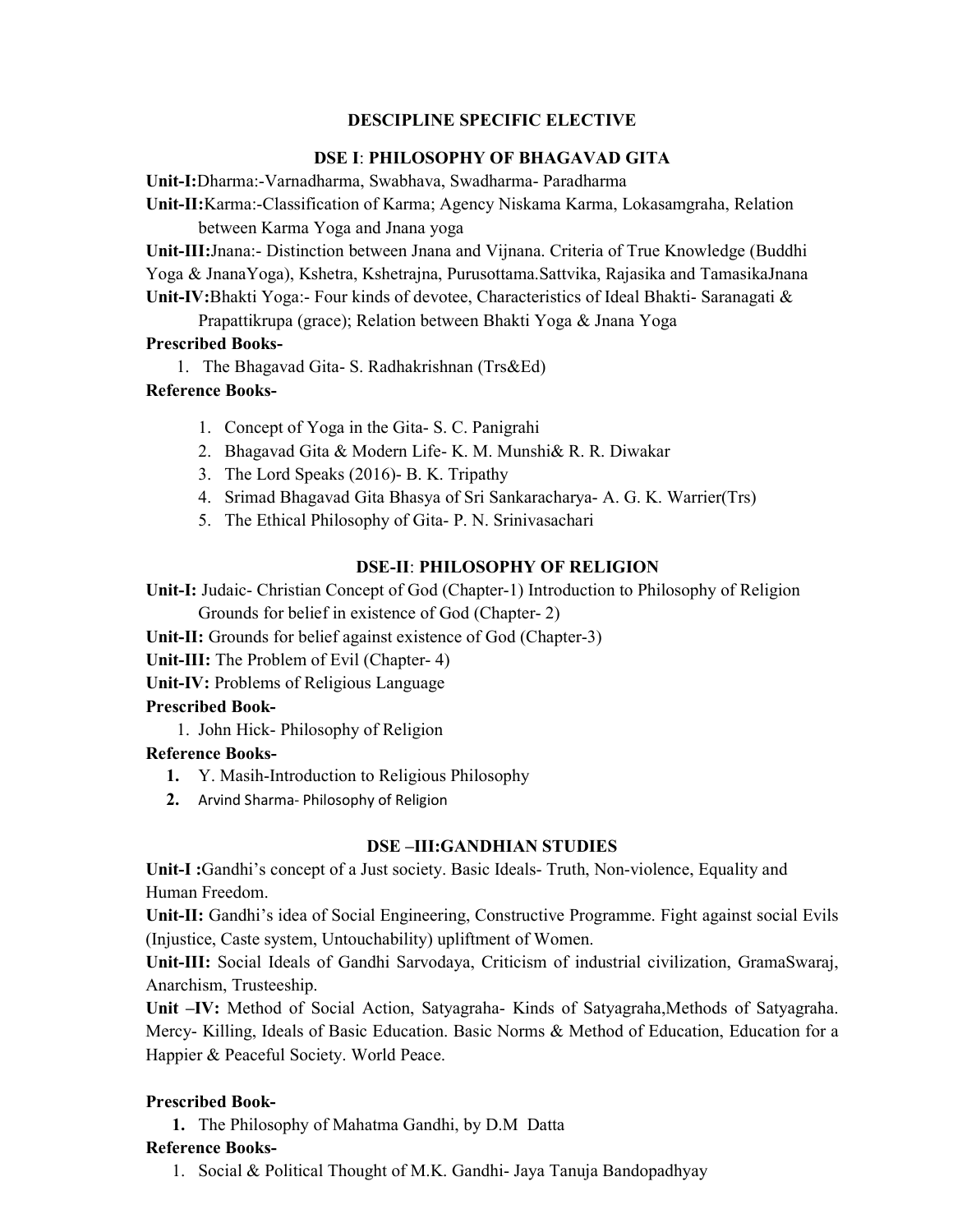## DESCIPLINE SPECIFIC ELECTIVE

### DSE I: PHILOSOPHY OF BHAGAVAD GITA

**Unit-I:**Dharma:-Varnadharma, Swabhava, Swadharma- Paradharma

**Unit-II:**Karma:-Classification of Karma; Agency Niskama Karma, Lokasamgraha, Relation between Karma Yoga and Jnana yoga

**Unit-III:**Jnana:- Distinction between Jnana and Vijnana. Criteria of True Knowledge (Buddhi Yoga & JnanaYoga), Kshetra, Kshetrajna, Purusottama.Sattvika, Rajasika and TamasikaJnana

**Unit-IV:**Bhakti Yoga:- Four kinds of devotee, Characteristics of Ideal Bhakti- Saranagati & Prapattikrupa (grace); Relation between Bhakti Yoga & Jnana Yoga

**Prescribed Books-**

1. The Bhagavad Gita- S. Radhakrishnan (Trs&Ed)

**Reference Books-**

1. Concept of Yoga in the Gita- S. C. Panigrahi
2. Bhagavad Gita & Modern Life- K. M. Munshi& R. R. Diwakar
3. The Lord Speaks (2016)- B. K. Tripathy
4. Srimad Bhagavad Gita Bhasya of Sri Sankaracharya- A. G. K. Warrier(Trs)
5. The Ethical Philosophy of Gita- P. N. Srinivasachari

### DSE-II: PHILOSOPHY OF RELIGION

**Unit-I:** Judaic- Christian Concept of God (Chapter-1) Introduction to Philosophy of Religion Grounds for belief in existence of God (Chapter- 2)

**Unit-II:** Grounds for belief against existence of God (Chapter-3)

**Unit-III:** The Problem of Evil (Chapter- 4)

**Unit-IV:** Problems of Religious Language

**Prescribed Book-**

1. John Hick- Philosophy of Religion

**Reference Books-**

1. Y. Masih-Introduction to Religious Philosophy
2. Arvind Sharma- Philosophy of Religion

### DSE –III:GANDHIAN STUDIES

**Unit-I :**Gandhi's concept of a Just society. Basic Ideals- Truth, Non-violence, Equality and Human Freedom.

**Unit-II:** Gandhi's idea of Social Engineering, Constructive Programme. Fight against social Evils (Injustice, Caste system, Untouchability) upliftment of Women.

**Unit-III:** Social Ideals of Gandhi Sarvodaya, Criticism of industrial civilization, GramaSwaraj, Anarchism, Trusteeship.

**Unit –IV:** Method of Social Action, Satyagraha- Kinds of Satyagraha,Methods of Satyagraha. Mercy- Killing, Ideals of Basic Education. Basic Norms & Method of Education, Education for a Happier & Peaceful Society. World Peace.

**Prescribed Book-**

1. The Philosophy of Mahatma Gandhi, by D.M Datta

**Reference Books-**

1. Social & Political Thought of M.K. Gandhi- Jaya Tanuja Bandopadhyay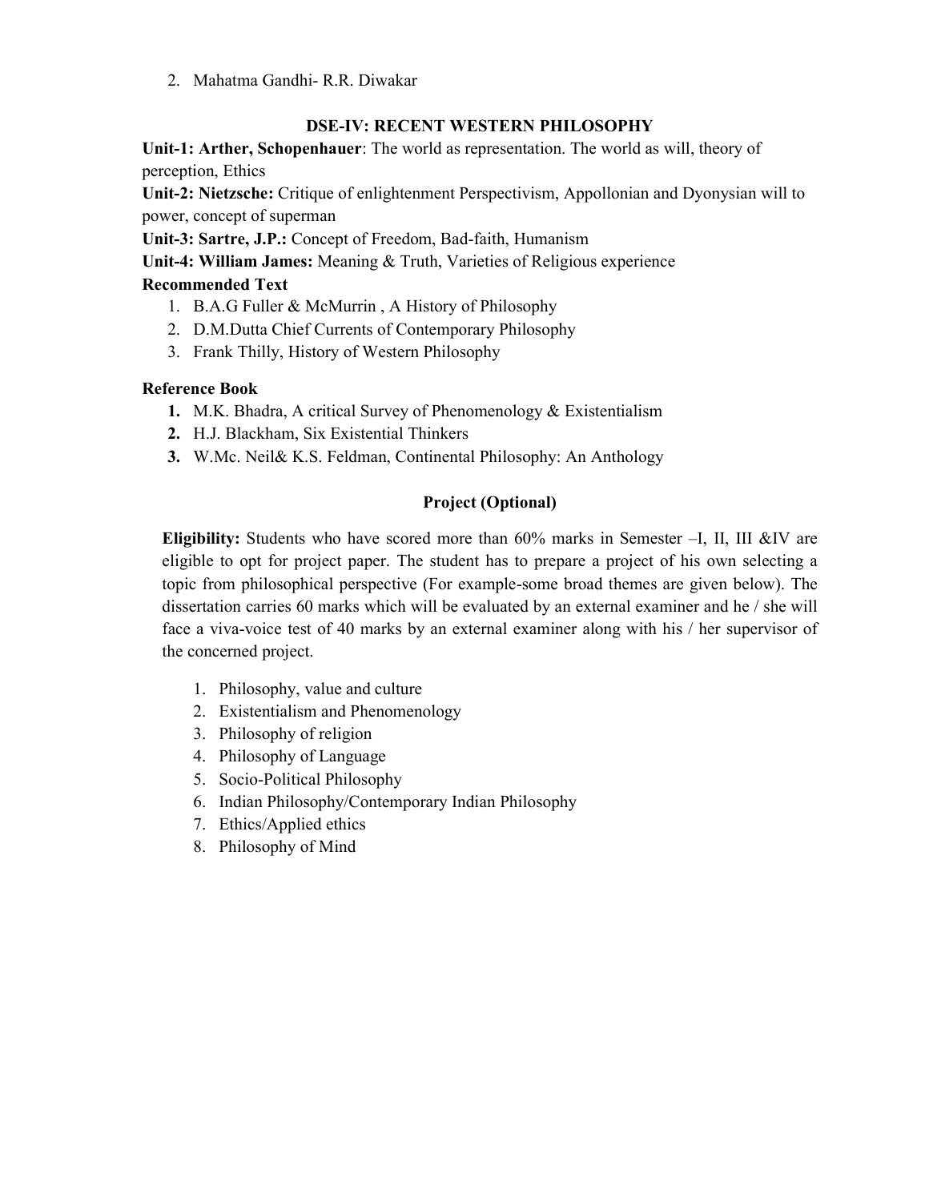2. Mahatma Gandhi- R.R. Diwakar

## DSE-IV: RECENT WESTERN PHILOSOPHY

**Unit-1: Arther, Schopenhauer**: The world as representation. The world as will, theory of perception, Ethics

**Unit-2: Nietzsche:** Critique of enlightenment Perspectivism, Appollonian and Dyonysian will to power, concept of superman

**Unit-3: Sartre, J.P.:** Concept of Freedom, Bad-faith, Humanism

**Unit-4: William James:** Meaning & Truth, Varieties of Religious experience

**Recommended Text**

1. B.A.G Fuller & McMurrin , A History of Philosophy
2. D.M.Dutta Chief Currents of Contemporary Philosophy
3. Frank Thilly, History of Western Philosophy

**Reference Book**

1. M.K. Bhadra, A critical Survey of Phenomenology & Existentialism
2. H.J. Blackham, Six Existential Thinkers
3. W.Mc. Neil& K.S. Feldman, Continental Philosophy: An Anthology

## Project (Optional)

**Eligibility:** Students who have scored more than 60% marks in Semester –I, II, III &IV are eligible to opt for project paper. The student has to prepare a project of his own selecting a topic from philosophical perspective (For example-some broad themes are given below). The dissertation carries 60 marks which will be evaluated by an external examiner and he / she will face a viva-voice test of 40 marks by an external examiner along with his / her supervisor of the concerned project.

1. Philosophy, value and culture
2. Existentialism and Phenomenology
3. Philosophy of religion
4. Philosophy of Language
5. Socio-Political Philosophy
6. Indian Philosophy/Contemporary Indian Philosophy
7. Ethics/Applied ethics
8. Philosophy of Mind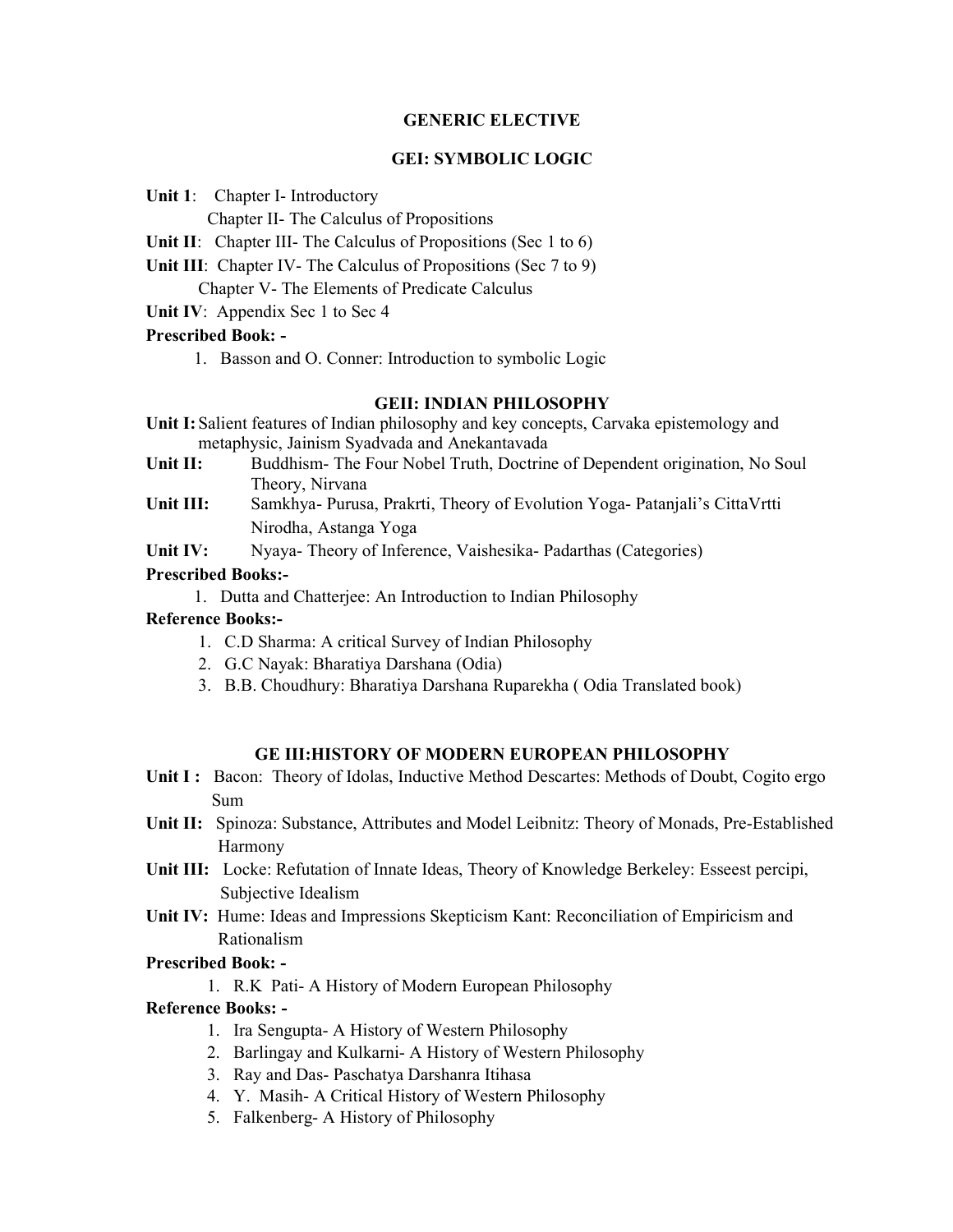## GENERIC ELECTIVE

### GEI: SYMBOLIC LOGIC

**Unit 1**: Chapter I- Introductory
Chapter II- The Calculus of Propositions

**Unit II**: Chapter III- The Calculus of Propositions (Sec 1 to 6)

**Unit III**: Chapter IV- The Calculus of Propositions (Sec 7 to 9)
Chapter V- The Elements of Predicate Calculus

**Unit IV**: Appendix Sec 1 to Sec 4

**Prescribed Book: -**

1. Basson and O. Conner: Introduction to symbolic Logic

### GEII: INDIAN PHILOSOPHY

**Unit I:** Salient features of Indian philosophy and key concepts, Carvaka epistemology and metaphysic, Jainism Syadvada and Anekantavada

**Unit II:** Buddhism- The Four Nobel Truth, Doctrine of Dependent origination, No Soul Theory, Nirvana

**Unit III:** Samkhya- Purusa, Prakrti, Theory of Evolution Yoga- Patanjali's CittaVrtti Nirodha, Astanga Yoga

**Unit IV:** Nyaya- Theory of Inference, Vaishesika- Padarthas (Categories)

**Prescribed Books:-**

1. Dutta and Chatterjee: An Introduction to Indian Philosophy

**Reference Books:-**

1. C.D Sharma: A critical Survey of Indian Philosophy
2. G.C Nayak: Bharatiya Darshana (Odia)
3. B.B. Choudhury: Bharatiya Darshana Ruparekha ( Odia Translated book)

### GE III:HISTORY OF MODERN EUROPEAN PHILOSOPHY

**Unit I :** Bacon: Theory of Idolas, Inductive Method Descartes: Methods of Doubt, Cogito ergo Sum

**Unit II:** Spinoza: Substance, Attributes and Model Leibnitz: Theory of Monads, Pre-Established Harmony

**Unit III:** Locke: Refutation of Innate Ideas, Theory of Knowledge Berkeley: Esseest percipi, Subjective Idealism

**Unit IV:** Hume: Ideas and Impressions Skepticism Kant: Reconciliation of Empiricism and Rationalism

**Prescribed Book: -**

1. R.K Pati- A History of Modern European Philosophy

**Reference Books: -**

1. Ira Sengupta- A History of Western Philosophy
2. Barlingay and Kulkarni- A History of Western Philosophy
3. Ray and Das- Paschatya Darshanra Itihasa
4. Y. Masih- A Critical History of Western Philosophy
5. Falkenberg- A History of Philosophy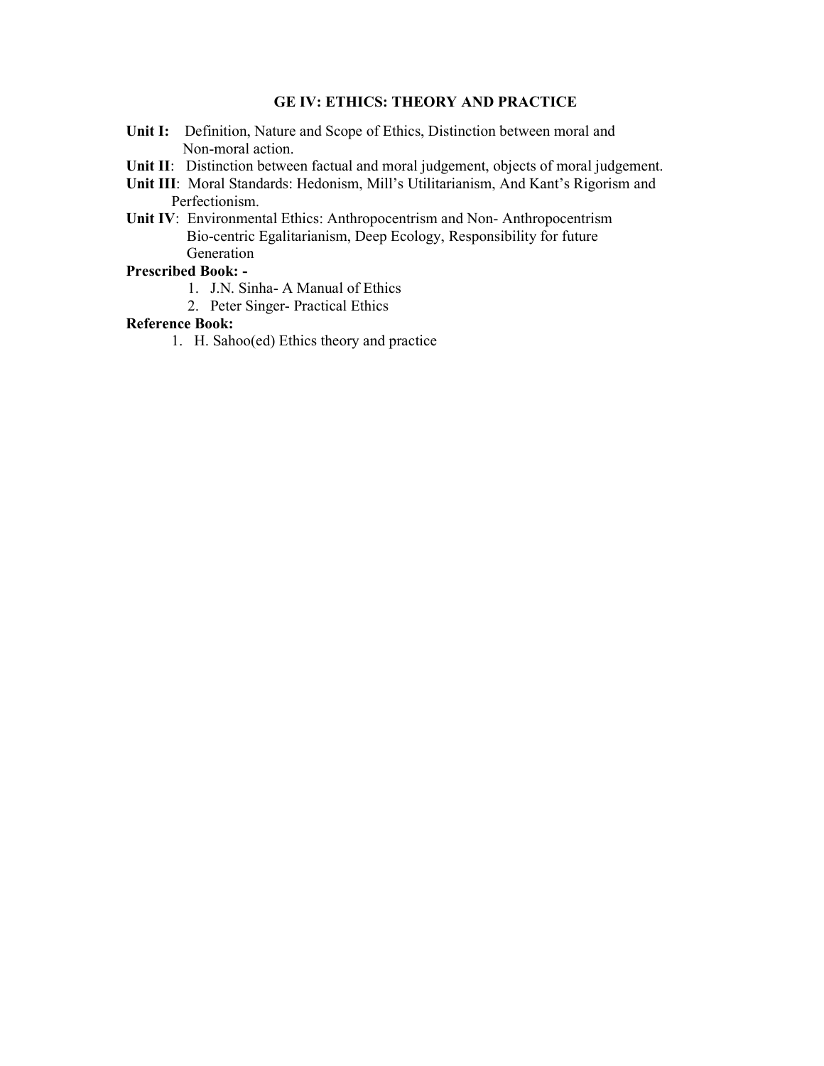# GE IV: ETHICS: THEORY AND PRACTICE

**Unit I:** Definition, Nature and Scope of Ethics, Distinction between moral and Non-moral action.

**Unit II**: Distinction between factual and moral judgement, objects of moral judgement.

**Unit III**: Moral Standards: Hedonism, Mill's Utilitarianism, And Kant's Rigorism and Perfectionism.

**Unit IV**: Environmental Ethics: Anthropocentrism and Non- Anthropocentrism Bio-centric Egalitarianism, Deep Ecology, Responsibility for future Generation

**Prescribed Book: -**

1. J.N. Sinha- A Manual of Ethics
2. Peter Singer- Practical Ethics

**Reference Book:**

1. H. Sahoo(ed) Ethics theory and practice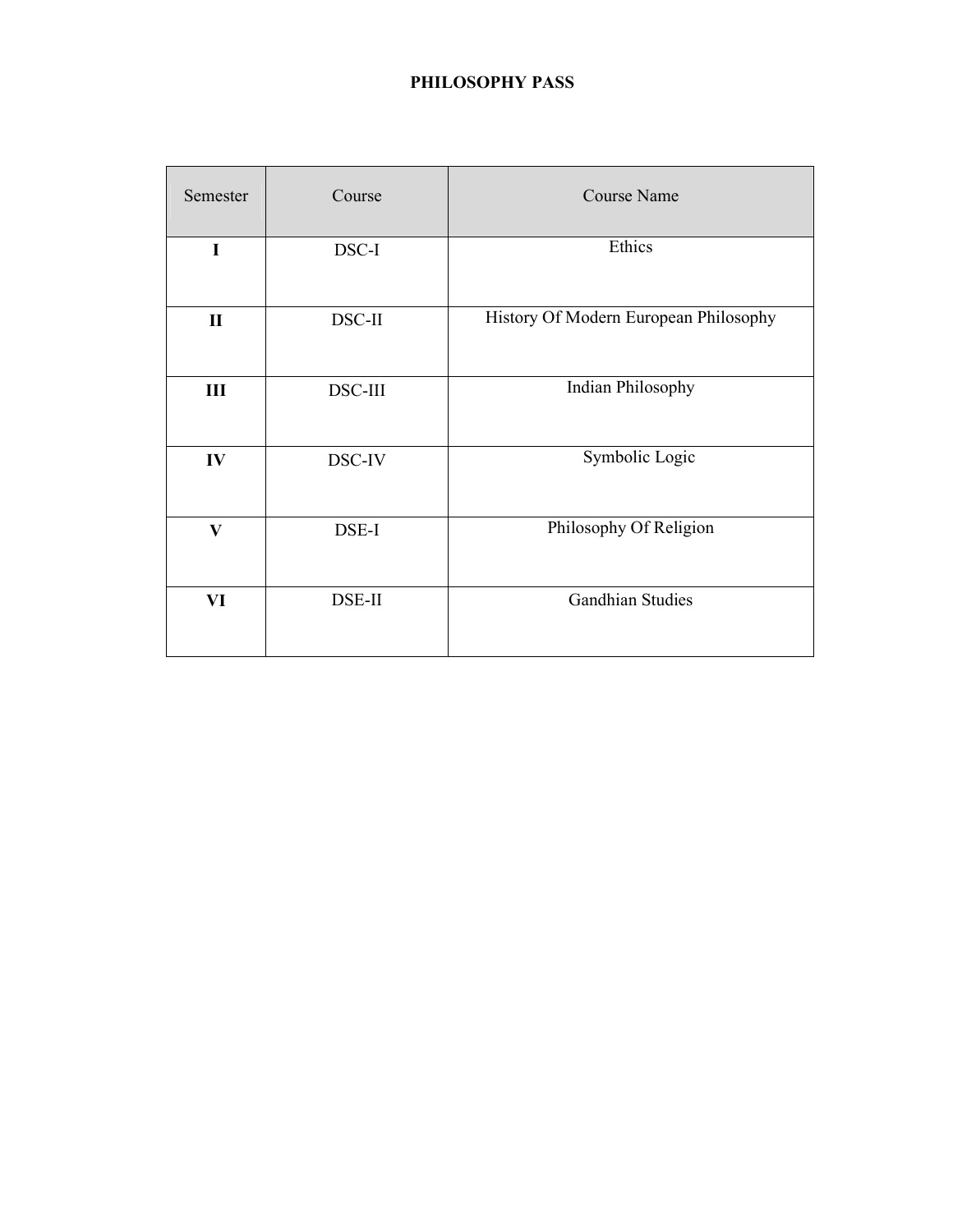# PHILOSOPHY PASS

| Semester | Course | Course Name |
|---|---|---|
| **I** | DSC-I | Ethics |
| **II** | DSC-II | History Of Modern European Philosophy |
| **III** | DSC-III | Indian Philosophy |
| **IV** | DSC-IV | Symbolic Logic |
| **V** | DSE-I | Philosophy Of Religion |
| **VI** | DSE-II | Gandhian Studies |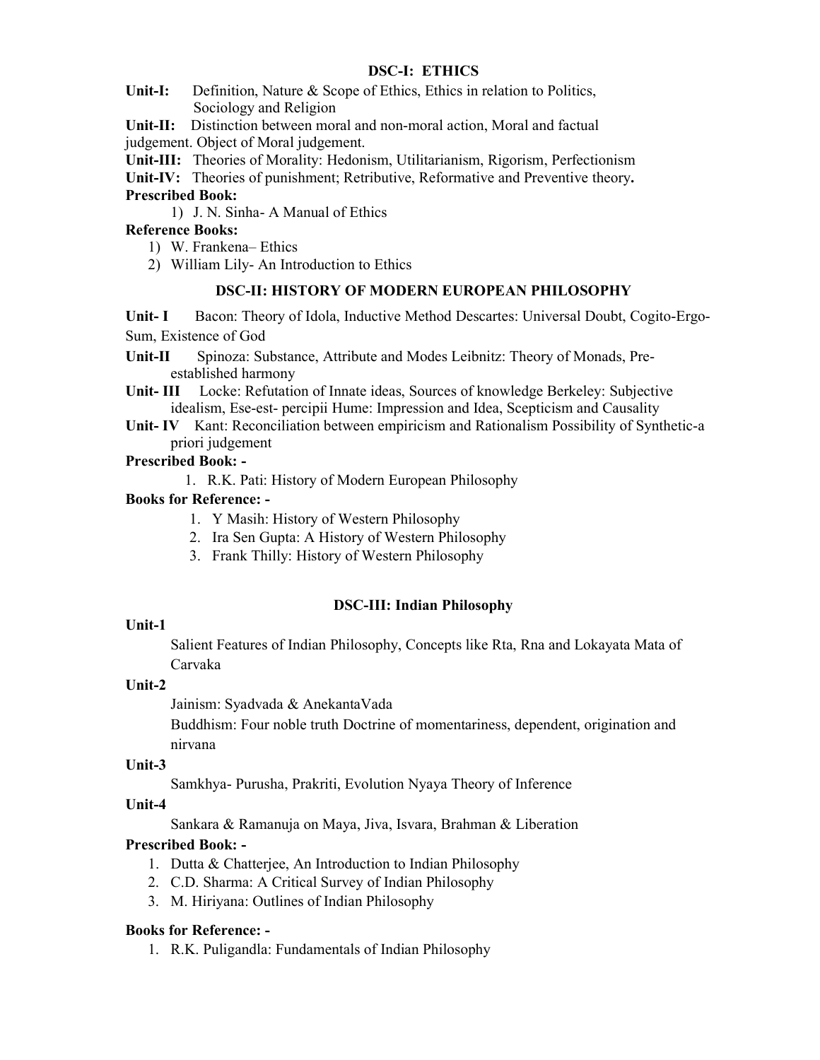## DSC-I: ETHICS

**Unit-I:** Definition, Nature & Scope of Ethics, Ethics in relation to Politics, Sociology and Religion

**Unit-II:** Distinction between moral and non-moral action, Moral and factual judgement. Object of Moral judgement.

**Unit-III:** Theories of Morality: Hedonism, Utilitarianism, Rigorism, Perfectionism

**Unit-IV:** Theories of punishment; Retributive, Reformative and Preventive theory**.**

**Prescribed Book:**

1) J. N. Sinha- A Manual of Ethics

**Reference Books:**

1) W. Frankena– Ethics
2) William Lily- An Introduction to Ethics

## DSC-II: HISTORY OF MODERN EUROPEAN PHILOSOPHY

**Unit- I** Bacon: Theory of Idola, Inductive Method Descartes: Universal Doubt, Cogito-Ergo-Sum, Existence of God

**Unit-II** Spinoza: Substance, Attribute and Modes Leibnitz: Theory of Monads, Pre-established harmony

**Unit- III** Locke: Refutation of Innate ideas, Sources of knowledge Berkeley: Subjective idealism, Ese-est- percipii Hume: Impression and Idea, Scepticism and Causality

**Unit- IV** Kant: Reconciliation between empiricism and Rationalism Possibility of Synthetic-a priori judgement

**Prescribed Book: -**

1. R.K. Pati: History of Modern European Philosophy

**Books for Reference: -**

1. Y Masih: History of Western Philosophy
2. Ira Sen Gupta: A History of Western Philosophy
3. Frank Thilly: History of Western Philosophy

## DSC-III: Indian Philosophy

**Unit-1**

Salient Features of Indian Philosophy, Concepts like Rta, Rna and Lokayata Mata of Carvaka

**Unit-2**

Jainism: Syadvada & AnekantaVada

Buddhism: Four noble truth Doctrine of momentariness, dependent, origination and nirvana

**Unit-3**

Samkhya- Purusha, Prakriti, Evolution Nyaya Theory of Inference

**Unit-4**

Sankara & Ramanuja on Maya, Jiva, Isvara, Brahman & Liberation

**Prescribed Book: -**

1. Dutta & Chatterjee, An Introduction to Indian Philosophy
2. C.D. Sharma: A Critical Survey of Indian Philosophy
3. M. Hiriyana: Outlines of Indian Philosophy

**Books for Reference: -**

1. R.K. Puligandla: Fundamentals of Indian Philosophy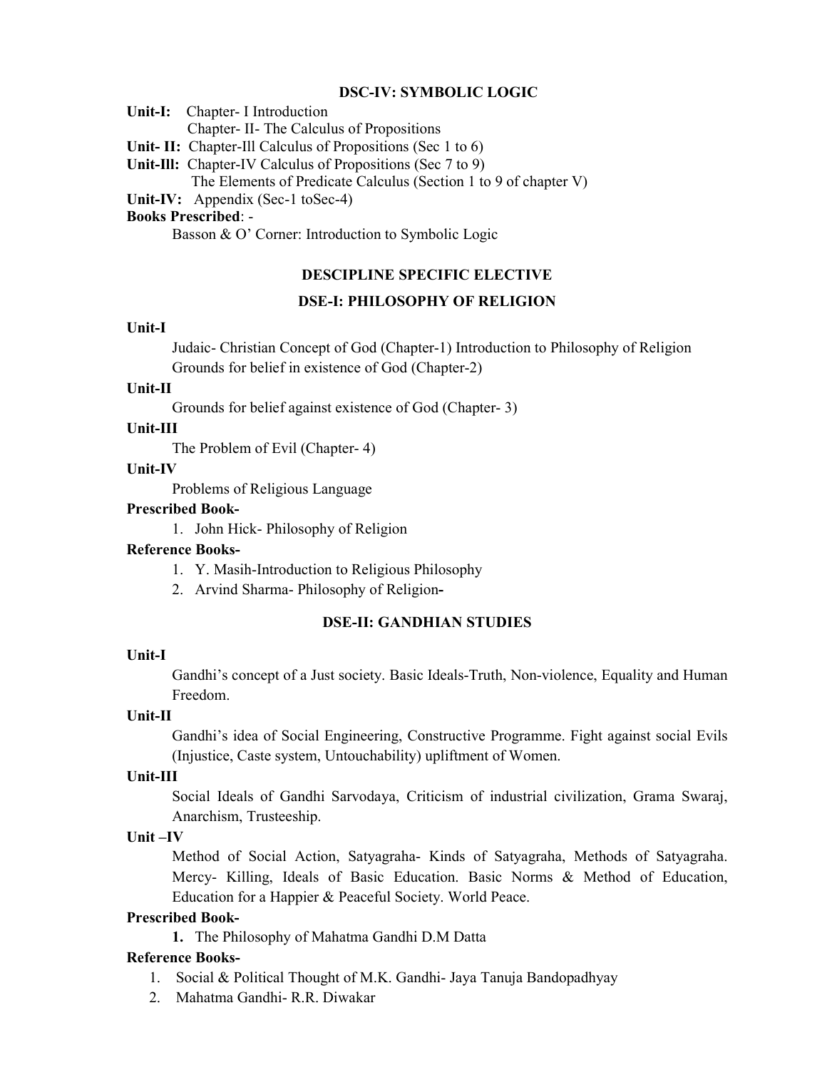## DSC-IV: SYMBOLIC LOGIC

**Unit-I:** Chapter- I Introduction
Chapter- II- The Calculus of Propositions

**Unit- II:** Chapter-Ill Calculus of Propositions (Sec 1 to 6)

**Unit-Ill:** Chapter-IV Calculus of Propositions (Sec 7 to 9)
The Elements of Predicate Calculus (Section 1 to 9 of chapter V)

**Unit-IV:** Appendix (Sec-1 toSec-4)

**Books Prescribed**: -

Basson & O' Corner: Introduction to Symbolic Logic

## DESCIPLINE SPECIFIC ELECTIVE

## DSE-I: PHILOSOPHY OF RELIGION

**Unit-I**

Judaic- Christian Concept of God (Chapter-1) Introduction to Philosophy of Religion
Grounds for belief in existence of God (Chapter-2)

**Unit-II**

Grounds for belief against existence of God (Chapter- 3)

**Unit-III**

The Problem of Evil (Chapter- 4)

**Unit-IV**

Problems of Religious Language

**Prescribed Book-**

1. John Hick- Philosophy of Religion

**Reference Books-**

1. Y. Masih-Introduction to Religious Philosophy
2. Arvind Sharma- Philosophy of Religion**-**

## DSE-II: GANDHIAN STUDIES

**Unit-I**

Gandhi's concept of a Just society. Basic Ideals-Truth, Non-violence, Equality and Human Freedom.

**Unit-II**

Gandhi's idea of Social Engineering, Constructive Programme. Fight against social Evils (Injustice, Caste system, Untouchability) upliftment of Women.

**Unit-III**

Social Ideals of Gandhi Sarvodaya, Criticism of industrial civilization, Grama Swaraj, Anarchism, Trusteeship.

**Unit –IV**

Method of Social Action, Satyagraha- Kinds of Satyagraha, Methods of Satyagraha. Mercy- Killing, Ideals of Basic Education. Basic Norms & Method of Education, Education for a Happier & Peaceful Society. World Peace.

**Prescribed Book-**

1. The Philosophy of Mahatma Gandhi D.M Datta

**Reference Books-**

1. Social & Political Thought of M.K. Gandhi- Jaya Tanuja Bandopadhyay
2. Mahatma Gandhi- R.R. Diwakar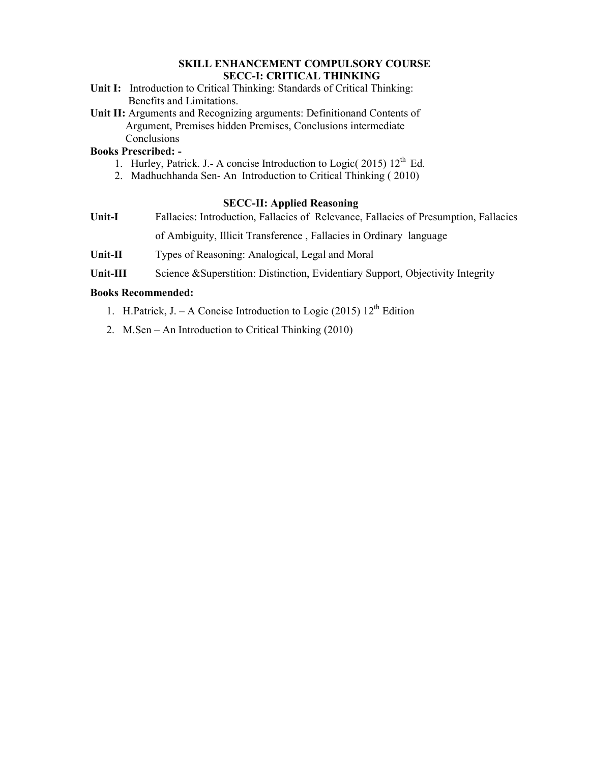## SKILL ENHANCEMENT COMPULSORY COURSE
## SECC-I: CRITICAL THINKING

**Unit I:** Introduction to Critical Thinking: Standards of Critical Thinking: Benefits and Limitations.

**Unit II:** Arguments and Recognizing arguments: Definitionand Contents of Argument, Premises hidden Premises, Conclusions intermediate Conclusions

**Books Prescribed: -**

1. Hurley, Patrick. J.- A concise Introduction to Logic( 2015) 12th Ed.
2. Madhuchhanda Sen- An Introduction to Critical Thinking ( 2010)

## SECC-II: Applied Reasoning

**Unit-I** Fallacies: Introduction, Fallacies of Relevance, Fallacies of Presumption, Fallacies of Ambiguity, Illicit Transference , Fallacies in Ordinary language

**Unit-II** Types of Reasoning: Analogical, Legal and Moral

**Unit-III** Science &Superstition: Distinction, Evidentiary Support, Objectivity Integrity

**Books Recommended:**

1. H.Patrick, J. – A Concise Introduction to Logic (2015) 12th Edition
2. M.Sen – An Introduction to Critical Thinking (2010)